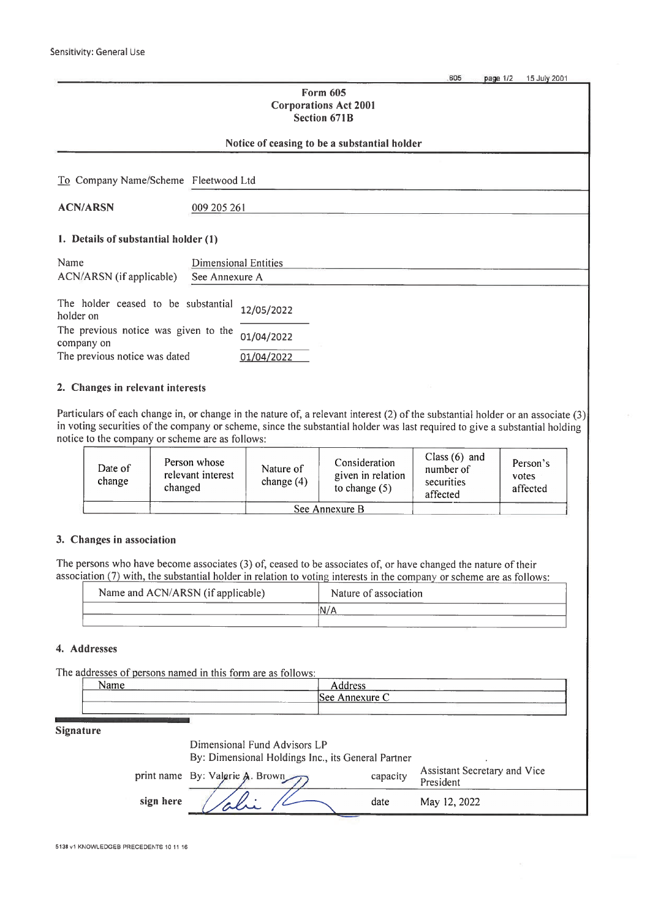Sensitivity: General Use

605 page 1/2 15 July 2001

# Form 605
## Corporations Act 2001
## Section 671B

## Notice of ceasing to be a substantial holder

To Company Name/Scheme Fleetwood Ltd

**ACN/ARSN** 009 205 261

### 1. Details of substantial holder (1)

Name: Dimensional Entities
ACN/ARSN (if applicable): See Annexure A

The holder ceased to be substantial holder on: 12/05/2022
The previous notice was given to the company on: 01/04/2022
The previous notice was dated: 01/04/2022

### 2. Changes in relevant interests

Particulars of each change in, or change in the nature of, a relevant interest (2) of the substantial holder or an associate (3) in voting securities of the company or scheme, since the substantial holder was last required to give a substantial holding notice to the company or scheme are as follows:

| Date of change | Person whose relevant interest changed | Nature of change (4) | Consideration given in relation to change (5) | Class (6) and number of securities affected | Person's votes affected |
|---|---|---|---|---|---|
| | | See Annexure B | | | |

### 3. Changes in association

The persons who have become associates (3) of, ceased to be associates of, or have changed the nature of their association (7) with, the substantial holder in relation to voting interests in the company or scheme are as follows:

| Name and ACN/ARSN (if applicable) | Nature of association |
|---|---|
| | N/A |
| | |

### 4. Addresses

The addresses of persons named in this form are as follows:

| Name | Address |
|---|---|
| | See Annexure C |
| | |

**Signature**

Dimensional Fund Advisors LP
By: Dimensional Holdings Inc., its General Partner

print name: By: Valerie A. Brown    capacity: Assistant Secretary and Vice President

sign here    date: May 12, 2022

5138 v1 KNOWLEDGEB PRECEDENTS 10 11 16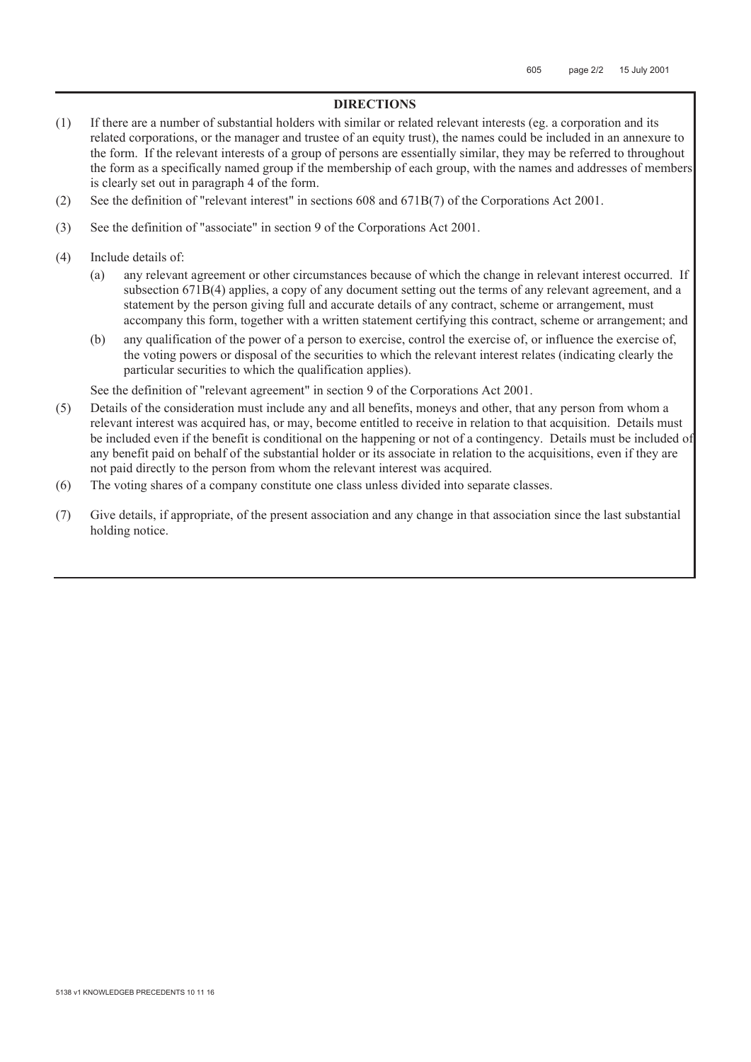## DIRECTIONS

(1) If there are a number of substantial holders with similar or related relevant interests (eg. a corporation and its related corporations, or the manager and trustee of an equity trust), the names could be included in an annexure to the form. If the relevant interests of a group of persons are essentially similar, they may be referred to throughout the form as a specifically named group if the membership of each group, with the names and addresses of members is clearly set out in paragraph 4 of the form.

(2) See the definition of "relevant interest" in sections 608 and 671B(7) of the Corporations Act 2001.

(3) See the definition of "associate" in section 9 of the Corporations Act 2001.

(4) Include details of:

(a) any relevant agreement or other circumstances because of which the change in relevant interest occurred. If subsection 671B(4) applies, a copy of any document setting out the terms of any relevant agreement, and a statement by the person giving full and accurate details of any contract, scheme or arrangement, must accompany this form, together with a written statement certifying this contract, scheme or arrangement; and

(b) any qualification of the power of a person to exercise, control the exercise of, or influence the exercise of, the voting powers or disposal of the securities to which the relevant interest relates (indicating clearly the particular securities to which the qualification applies).

See the definition of "relevant agreement" in section 9 of the Corporations Act 2001.

(5) Details of the consideration must include any and all benefits, moneys and other, that any person from whom a relevant interest was acquired has, or may, become entitled to receive in relation to that acquisition. Details must be included even if the benefit is conditional on the happening or not of a contingency. Details must be included of any benefit paid on behalf of the substantial holder or its associate in relation to the acquisitions, even if they are not paid directly to the person from whom the relevant interest was acquired.

(6) The voting shares of a company constitute one class unless divided into separate classes.

(7) Give details, if appropriate, of the present association and any change in that association since the last substantial holding notice.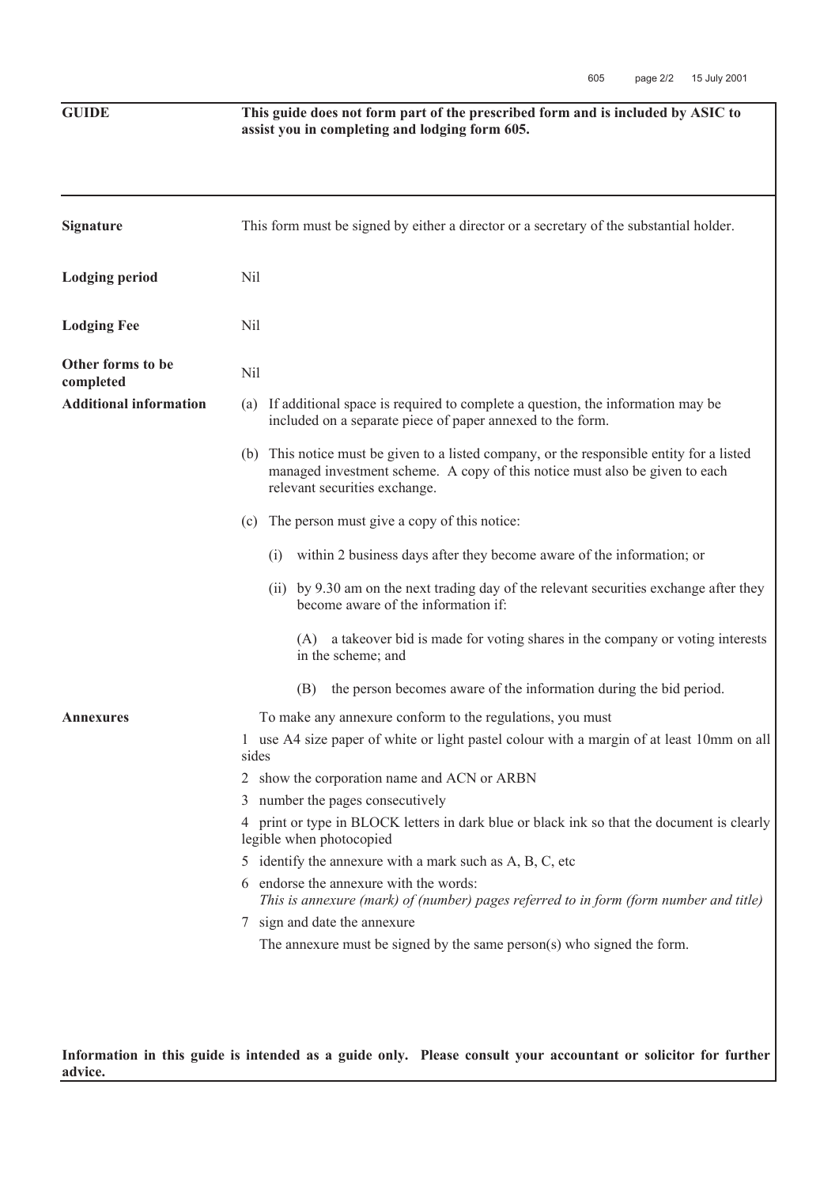| GUIDE | This guide does not form part of the prescribed form and is included by ASIC to assist you in completing and lodging form 605. |
| --- | --- |
| **Signature** | This form must be signed by either a director or a secretary of the substantial holder. |
| **Lodging period** | Nil |
| **Lodging Fee** | Nil |
| **Other forms to be completed** | Nil |
| **Additional information** | (a) If additional space is required to complete a question, the information may be included on a separate piece of paper annexed to the form.<br><br>(b) This notice must be given to a listed company, or the responsible entity for a listed managed investment scheme. A copy of this notice must also be given to each relevant securities exchange.<br><br>(c) The person must give a copy of this notice:<br><br>(i) within 2 business days after they become aware of the information; or<br><br>(ii) by 9.30 am on the next trading day of the relevant securities exchange after they become aware of the information if:<br><br>(A) a takeover bid is made for voting shares in the company or voting interests in the scheme; and<br><br>(B) the person becomes aware of the information during the bid period. |
| **Annexures** | To make any annexure conform to the regulations, you must<br><br>1 use A4 size paper of white or light pastel colour with a margin of at least 10mm on all sides<br>2 show the corporation name and ACN or ARBN<br>3 number the pages consecutively<br>4 print or type in BLOCK letters in dark blue or black ink so that the document is clearly legible when photocopied<br>5 identify the annexure with a mark such as A, B, C, etc<br>6 endorse the annexure with the words:<br>*This is annexure (mark) of (number) pages referred to in form (form number and title)*<br>7 sign and date the annexure<br><br>The annexure must be signed by the same person(s) who signed the form. |

**Information in this guide is intended as a guide only. Please consult your accountant or solicitor for further advice.**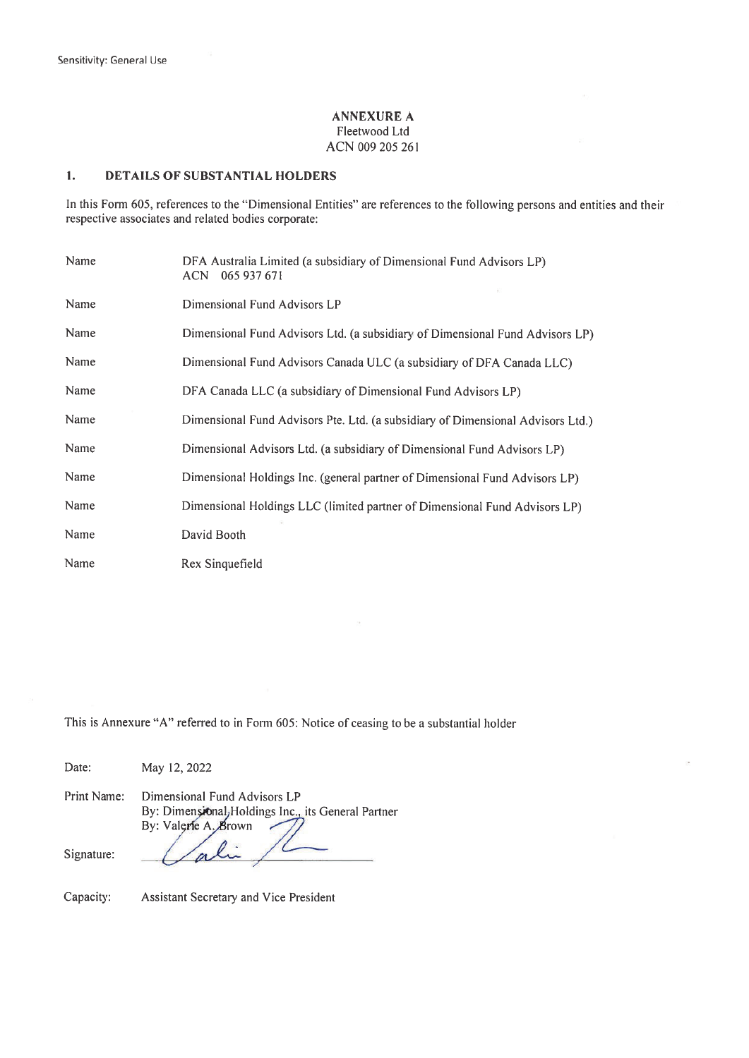Sensitivity: General Use

**ANNEXURE A**
Fleetwood Ltd
ACN 009 205 261

## 1. DETAILS OF SUBSTANTIAL HOLDERS

In this Form 605, references to the "Dimensional Entities" are references to the following persons and entities and their respective associates and related bodies corporate:

| | |
|---|---|
| Name | DFA Australia Limited (a subsidiary of Dimensional Fund Advisors LP) ACN 065 937 671 |
| Name | Dimensional Fund Advisors LP |
| Name | Dimensional Fund Advisors Ltd. (a subsidiary of Dimensional Fund Advisors LP) |
| Name | Dimensional Fund Advisors Canada ULC (a subsidiary of DFA Canada LLC) |
| Name | DFA Canada LLC (a subsidiary of Dimensional Fund Advisors LP) |
| Name | Dimensional Fund Advisors Pte. Ltd. (a subsidiary of Dimensional Advisors Ltd.) |
| Name | Dimensional Advisors Ltd. (a subsidiary of Dimensional Fund Advisors LP) |
| Name | Dimensional Holdings Inc. (general partner of Dimensional Fund Advisors LP) |
| Name | Dimensional Holdings LLC (limited partner of Dimensional Fund Advisors LP) |
| Name | David Booth |
| Name | Rex Sinquefield |

This is Annexure "A" referred to in Form 605: Notice of ceasing to be a substantial holder

| | |
|---|---|
| Date: | May 12, 2022 |
| Print Name: | Dimensional Fund Advisors LP<br>By: Dimensional Holdings Inc., its General Partner<br>By: Valerie A. Brown |
| Signature: | |
| Capacity: | Assistant Secretary and Vice President |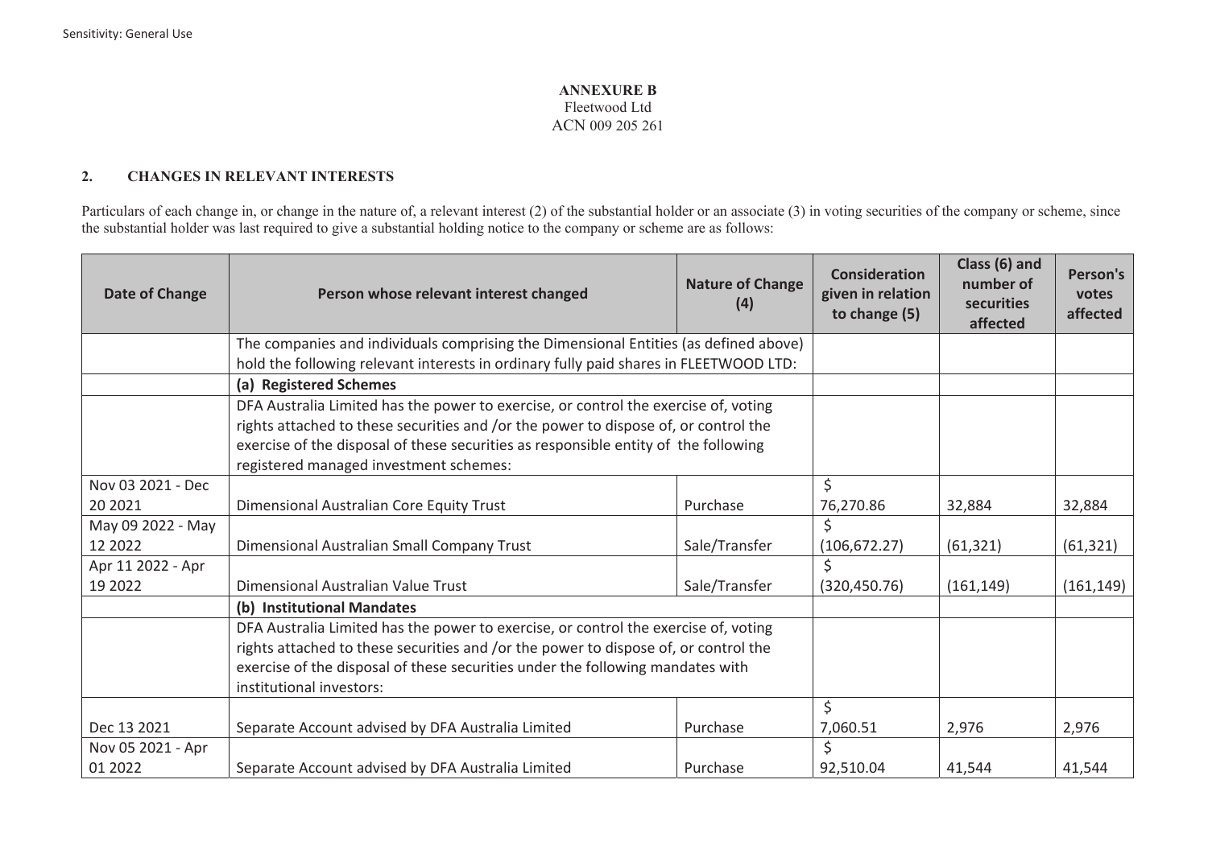**ANNEXURE B**
Fleetwood Ltd
ACN 009 205 261

## 2. CHANGES IN RELEVANT INTERESTS

Particulars of each change in, or change in the nature of, a relevant interest (2) of the substantial holder or an associate (3) in voting securities of the company or scheme, since the substantial holder was last required to give a substantial holding notice to the company or scheme are as follows:

| Date of Change | Person whose relevant interest changed | Nature of Change (4) | Consideration given in relation to change (5) | Class (6) and number of securities affected | Person's votes affected |
|---|---|---|---|---|---|
| | The companies and individuals comprising the Dimensional Entities (as defined above) hold the following relevant interests in ordinary fully paid shares in FLEETWOOD LTD: | | | | |
| | **(a) Registered Schemes** | | | | |
| | DFA Australia Limited has the power to exercise, or control the exercise of, voting rights attached to these securities and /or the power to dispose of, or control the exercise of the disposal of these securities as responsible entity of the following registered managed investment schemes: | | | | |
| Nov 03 2021 - Dec 20 2021 | Dimensional Australian Core Equity Trust | Purchase | $ 76,270.86 | 32,884 | 32,884 |
| May 09 2022 - May 12 2022 | Dimensional Australian Small Company Trust | Sale/Transfer | $ (106,672.27) | (61,321) | (61,321) |
| Apr 11 2022 - Apr 19 2022 | Dimensional Australian Value Trust | Sale/Transfer | $ (320,450.76) | (161,149) | (161,149) |
| | **(b) Institutional Mandates** | | | | |
| | DFA Australia Limited has the power to exercise, or control the exercise of, voting rights attached to these securities and /or the power to dispose of, or control the exercise of the disposal of these securities under the following mandates with institutional investors: | | | | |
| Dec 13 2021 | Separate Account advised by DFA Australia Limited | Purchase | $ 7,060.51 | 2,976 | 2,976 |
| Nov 05 2021 - Apr 01 2022 | Separate Account advised by DFA Australia Limited | Purchase | $ 92,510.04 | 41,544 | 41,544 |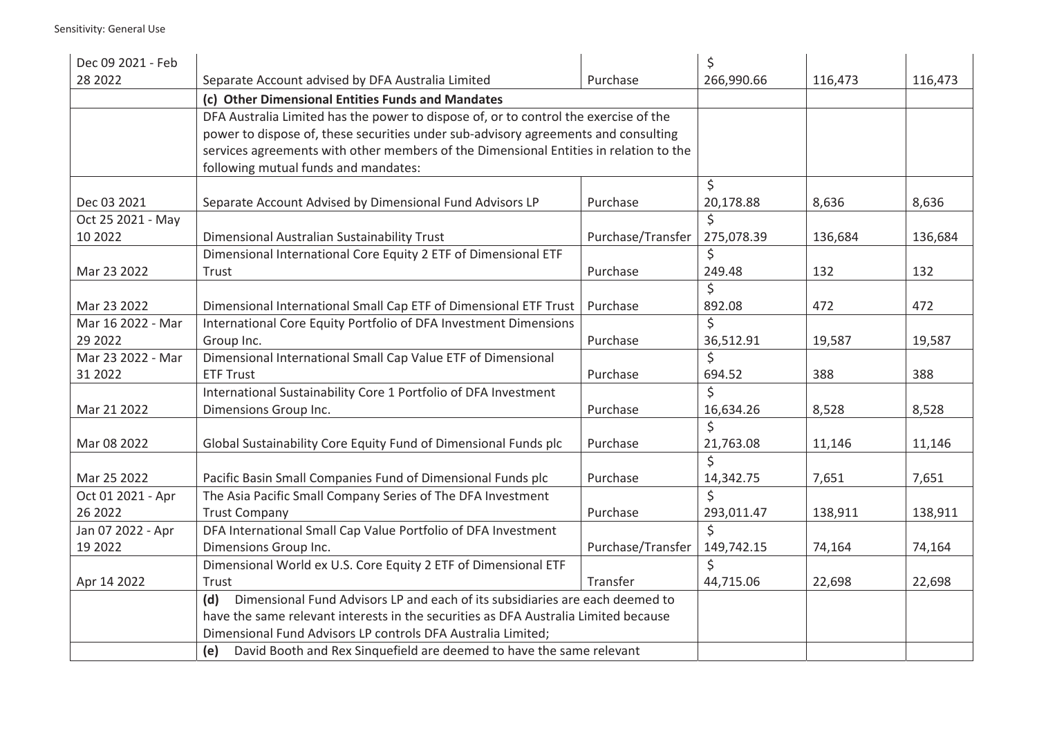| | | | | | |
|---|---|---|---|---|---|
| Dec 09 2021 - Feb 28 2022 | Separate Account advised by DFA Australia Limited | Purchase | $ 266,990.66 | 116,473 | 116,473 |
| | **(c) Other Dimensional Entities Funds and Mandates** | | | | |
| | DFA Australia Limited has the power to dispose of, or to control the exercise of the power to dispose of, these securities under sub-advisory agreements and consulting services agreements with other members of the Dimensional Entities in relation to the following mutual funds and mandates: | | | | |
| Dec 03 2021 | Separate Account Advised by Dimensional Fund Advisors LP | Purchase | $ 20,178.88 | 8,636 | 8,636 |
| Oct 25 2021 - May 10 2022 | Dimensional Australian Sustainability Trust | Purchase/Transfer | $ 275,078.39 | 136,684 | 136,684 |
| Mar 23 2022 | Dimensional International Core Equity 2 ETF of Dimensional ETF Trust | Purchase | $ 249.48 | 132 | 132 |
| Mar 23 2022 | Dimensional International Small Cap ETF of Dimensional ETF Trust | Purchase | $ 892.08 | 472 | 472 |
| Mar 16 2022 - Mar 29 2022 | International Core Equity Portfolio of DFA Investment Dimensions Group Inc. | Purchase | $ 36,512.91 | 19,587 | 19,587 |
| Mar 23 2022 - Mar 31 2022 | Dimensional International Small Cap Value ETF of Dimensional ETF Trust | Purchase | $ 694.52 | 388 | 388 |
| Mar 21 2022 | International Sustainability Core 1 Portfolio of DFA Investment Dimensions Group Inc. | Purchase | $ 16,634.26 | 8,528 | 8,528 |
| Mar 08 2022 | Global Sustainability Core Equity Fund of Dimensional Funds plc | Purchase | $ 21,763.08 | 11,146 | 11,146 |
| Mar 25 2022 | Pacific Basin Small Companies Fund of Dimensional Funds plc | Purchase | $ 14,342.75 | 7,651 | 7,651 |
| Oct 01 2021 - Apr 26 2022 | The Asia Pacific Small Company Series of The DFA Investment Trust Company | Purchase | $ 293,011.47 | 138,911 | 138,911 |
| Jan 07 2022 - Apr 19 2022 | DFA International Small Cap Value Portfolio of DFA Investment Dimensions Group Inc. | Purchase/Transfer | $ 149,742.15 | 74,164 | 74,164 |
| Apr 14 2022 | Dimensional World ex U.S. Core Equity 2 ETF of Dimensional ETF Trust | Transfer | $ 44,715.06 | 22,698 | 22,698 |
| | **(d)** Dimensional Fund Advisors LP and each of its subsidiaries are each deemed to have the same relevant interests in the securities as DFA Australia Limited because Dimensional Fund Advisors LP controls DFA Australia Limited; | | | | |
| | **(e)** David Booth and Rex Sinquefield are deemed to have the same relevant | | | | |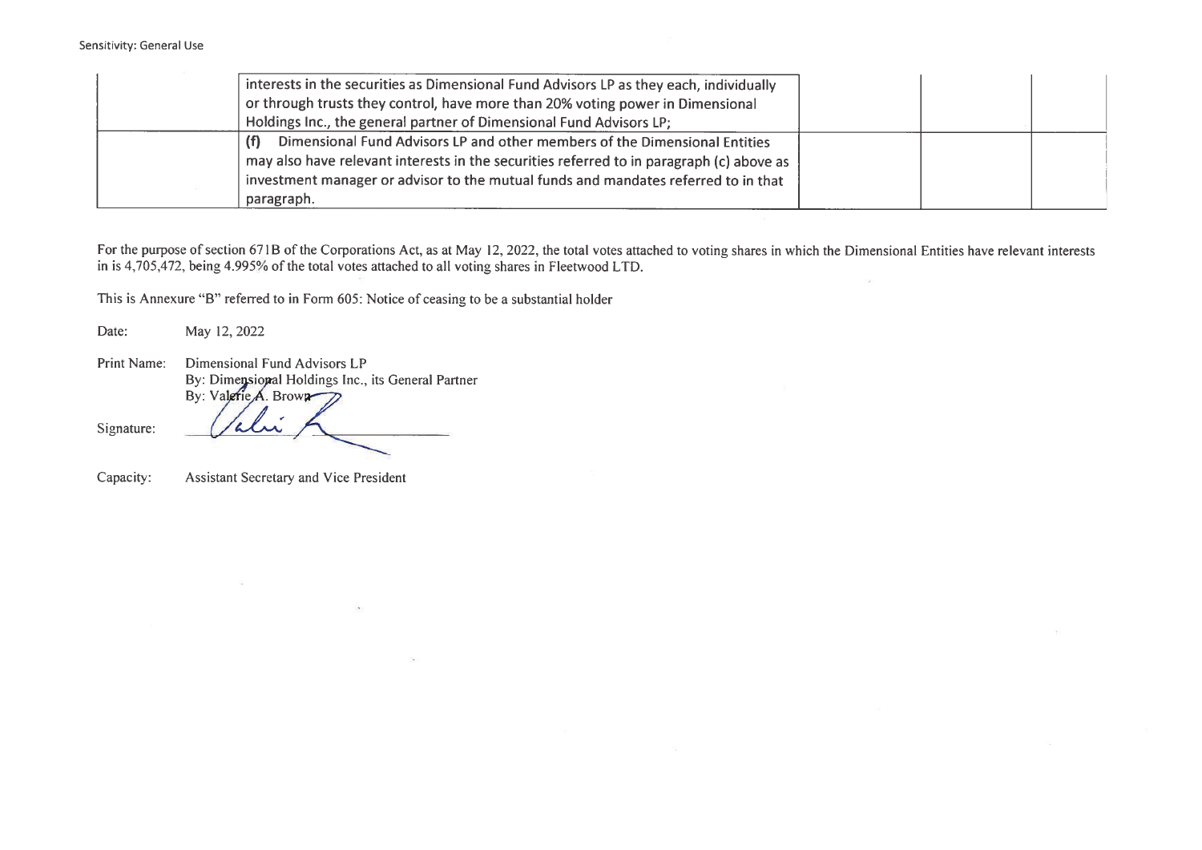Sensitivity: General Use

| | | | |
|---|---|---|---|
| | interests in the securities as Dimensional Fund Advisors LP as they each, individually or through trusts they control, have more than 20% voting power in Dimensional Holdings Inc., the general partner of Dimensional Fund Advisors LP; | | |
| | (f) Dimensional Fund Advisors LP and other members of the Dimensional Entities may also have relevant interests in the securities referred to in paragraph (c) above as investment manager or advisor to the mutual funds and mandates referred to in that paragraph. | | |

For the purpose of section 671B of the Corporations Act, as at May 12, 2022, the total votes attached to voting shares in which the Dimensional Entities have relevant interests in is 4,705,472, being 4.995% of the total votes attached to all voting shares in Fleetwood LTD.

This is Annexure "B" referred to in Form 605: Notice of ceasing to be a substantial holder

Date: May 12, 2022

Print Name: Dimensional Fund Advisors LP
By: Dimensional Holdings Inc., its General Partner
By: Valerie A. Brown

Signature:

Capacity: Assistant Secretary and Vice President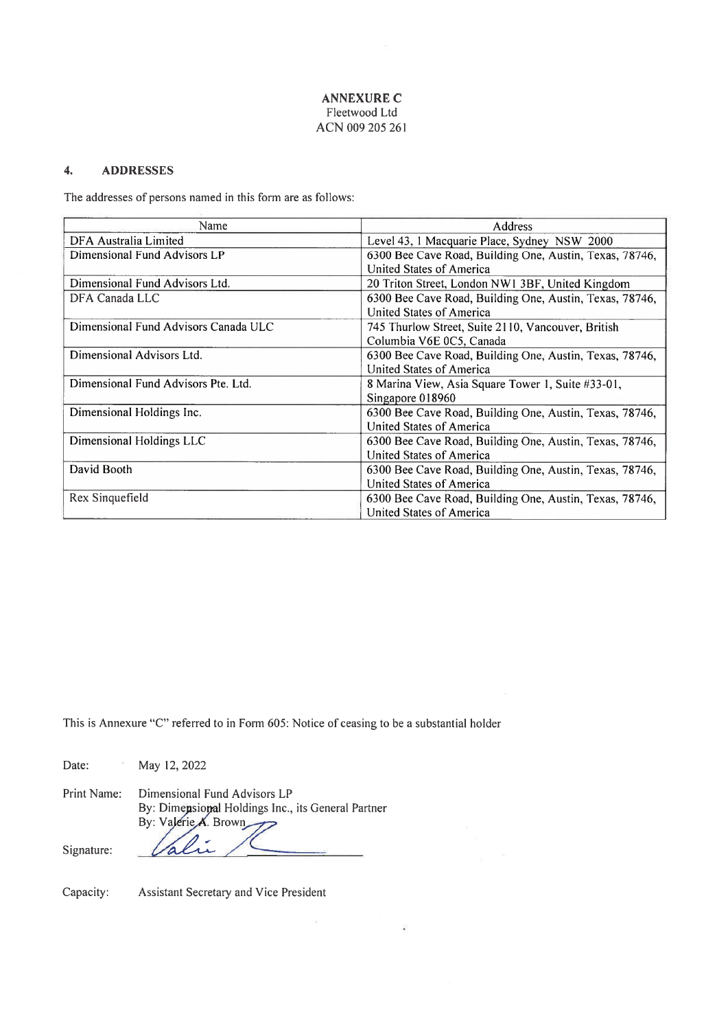**ANNEXURE C**
Fleetwood Ltd
ACN 009 205 261

## 4. ADDRESSES

The addresses of persons named in this form are as follows:

| Name | Address |
|---|---|
| DFA Australia Limited | Level 43, 1 Macquarie Place, Sydney NSW 2000 |
| Dimensional Fund Advisors LP | 6300 Bee Cave Road, Building One, Austin, Texas, 78746, United States of America |
| Dimensional Fund Advisors Ltd. | 20 Triton Street, London NW1 3BF, United Kingdom |
| DFA Canada LLC | 6300 Bee Cave Road, Building One, Austin, Texas, 78746, United States of America |
| Dimensional Fund Advisors Canada ULC | 745 Thurlow Street, Suite 2110, Vancouver, British Columbia V6E 0C5, Canada |
| Dimensional Advisors Ltd. | 6300 Bee Cave Road, Building One, Austin, Texas, 78746, United States of America |
| Dimensional Fund Advisors Pte. Ltd. | 8 Marina View, Asia Square Tower 1, Suite #33-01, Singapore 018960 |
| Dimensional Holdings Inc. | 6300 Bee Cave Road, Building One, Austin, Texas, 78746, United States of America |
| Dimensional Holdings LLC | 6300 Bee Cave Road, Building One, Austin, Texas, 78746, United States of America |
| David Booth | 6300 Bee Cave Road, Building One, Austin, Texas, 78746, United States of America |
| Rex Sinquefield | 6300 Bee Cave Road, Building One, Austin, Texas, 78746, United States of America |

This is Annexure "C" referred to in Form 605: Notice of ceasing to be a substantial holder

Date: May 12, 2022

Print Name: Dimensional Fund Advisors LP
By: Dimensional Holdings Inc., its General Partner
By: Valerie A. Brown

Signature:

Capacity: Assistant Secretary and Vice President